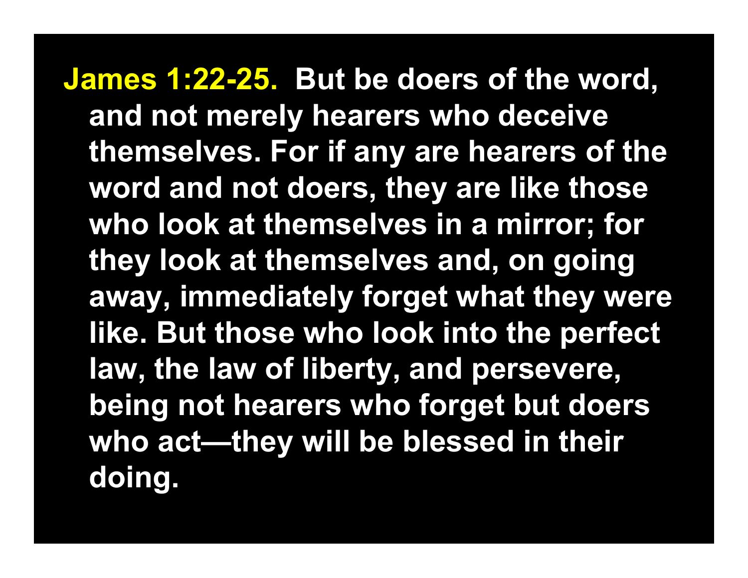**James 1:22-25.** But be doers of the word, and not merely hearers who deceive themselves. For if any are hearers of the word and not doers, they are like those who look at themselves in a mirror; for they look at themselves and, on going away, immediately forget what they were like. But those who look into the perfect law, the law of liberty, and persevere, being not hearers who forget but doers who act—they will be blessed in their doing.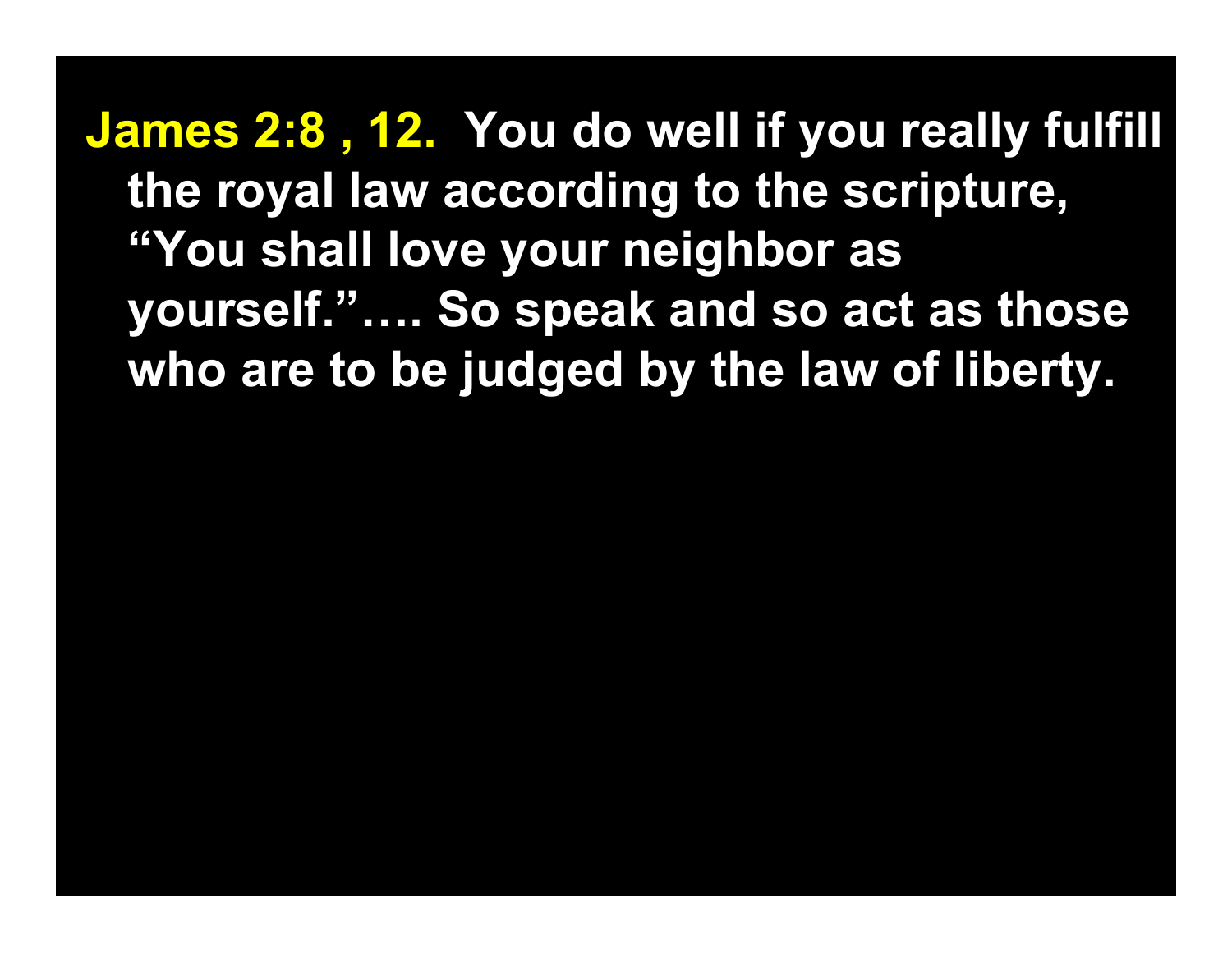**James 2:8 , 12.** You do well if you really fulfill the royal law according to the scripture, "You shall love your neighbor as yourself."…. So speak and so act as those who are to be judged by the law of liberty.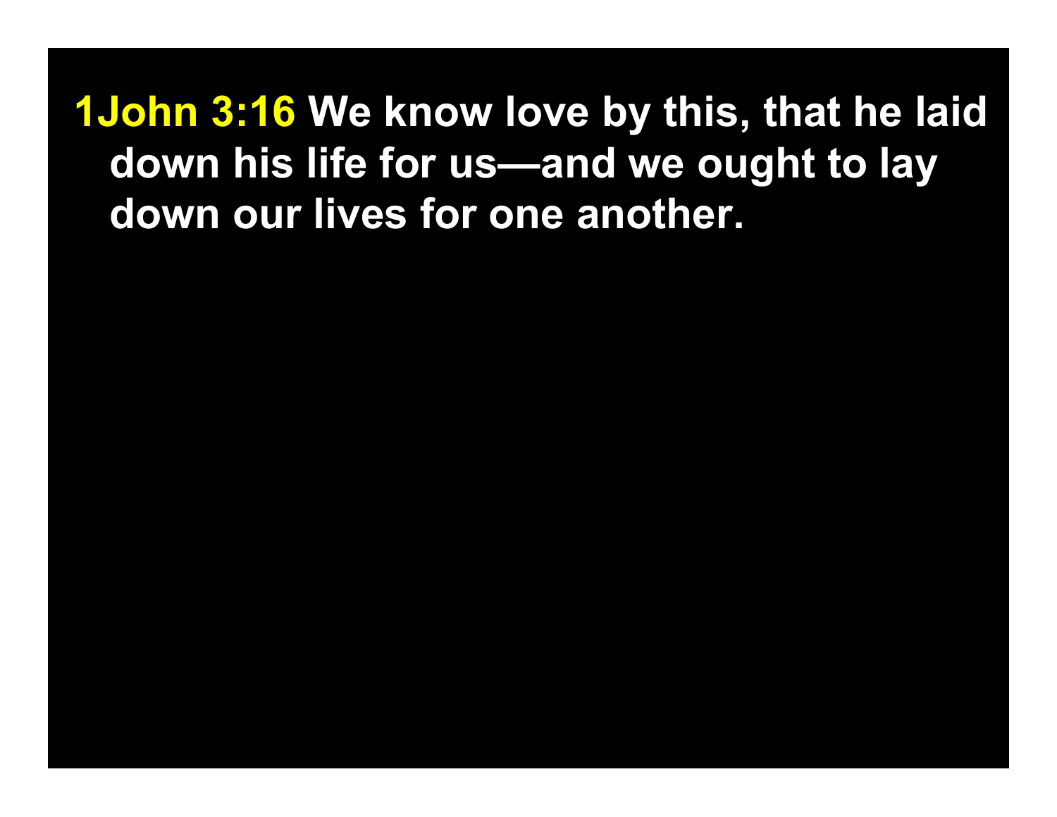**1John 3:16** We know love by this, that he laid down his life for us—and we ought to lay down our lives for one another.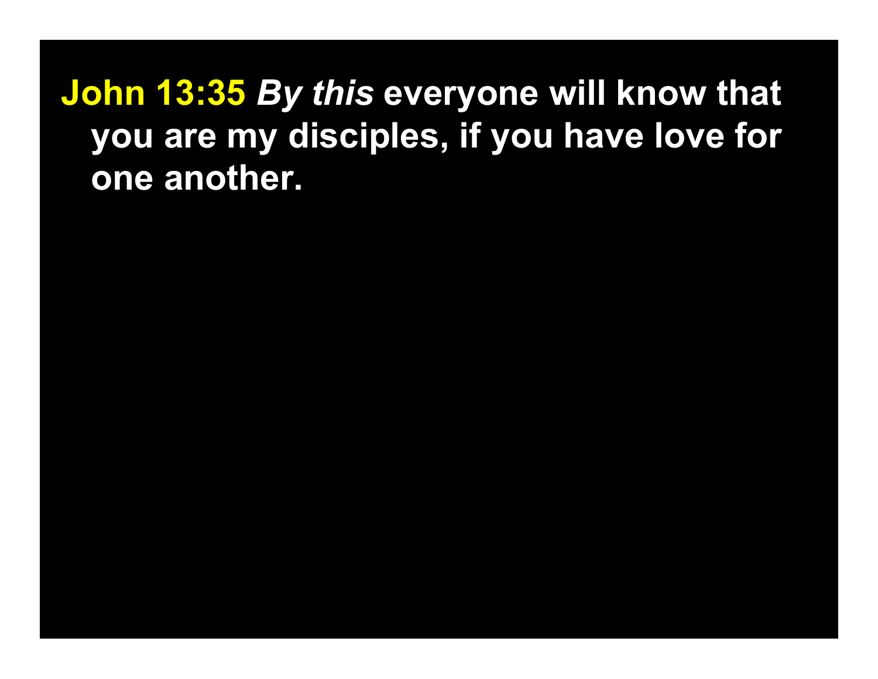**John 13:35** ***By this*** **everyone will know that you are my disciples, if you have love for one another.**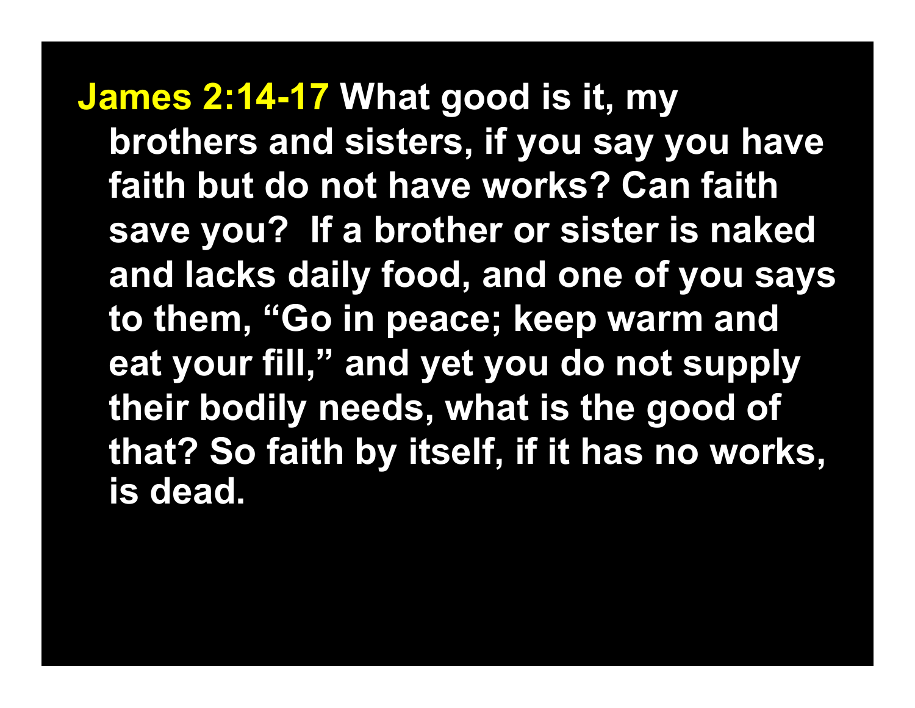**James 2:14-17** What good is it, my brothers and sisters, if you say you have faith but do not have works? Can faith save you? If a brother or sister is naked and lacks daily food, and one of you says to them, “Go in peace; keep warm and eat your fill,” and yet you do not supply their bodily needs, what is the good of that? So faith by itself, if it has no works, is dead.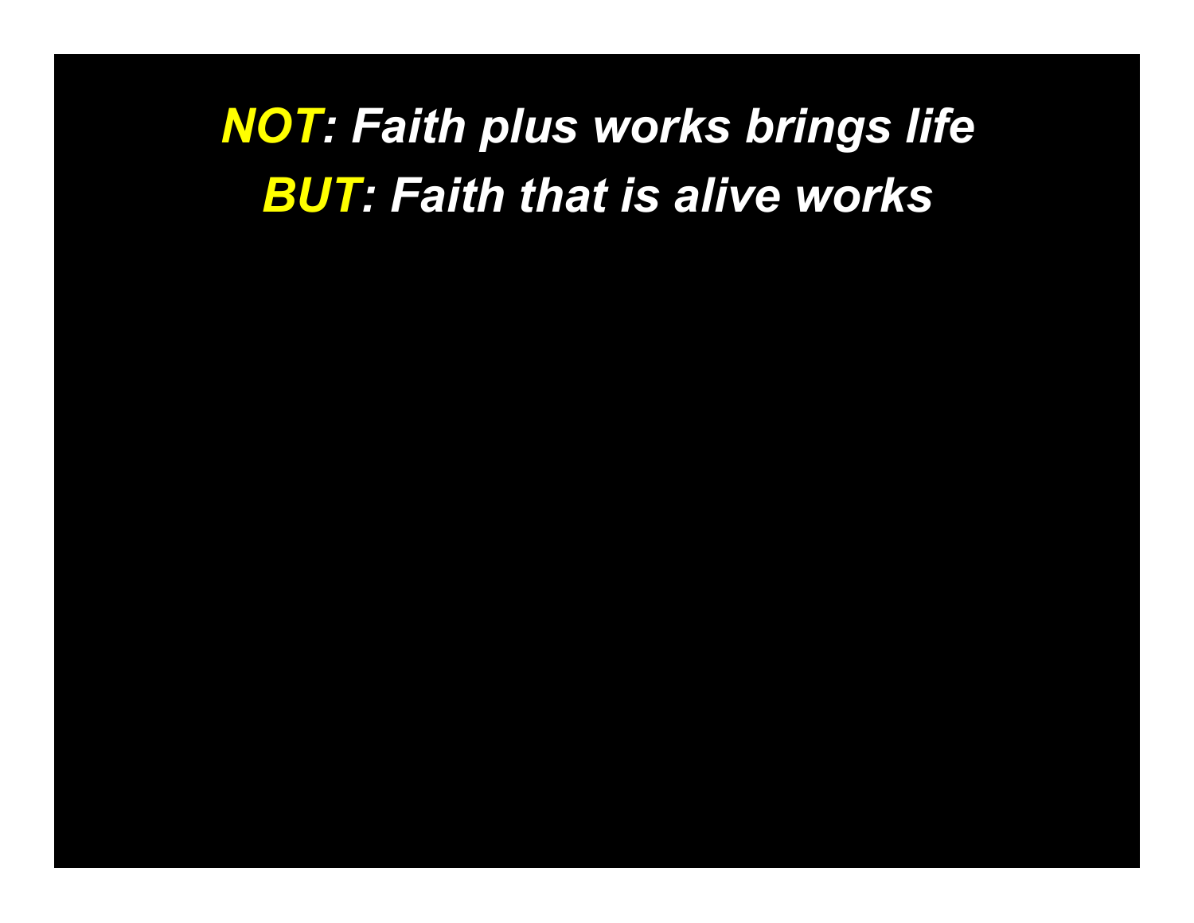***NOT*: Faith plus works brings life**

***BUT*: Faith that is alive works**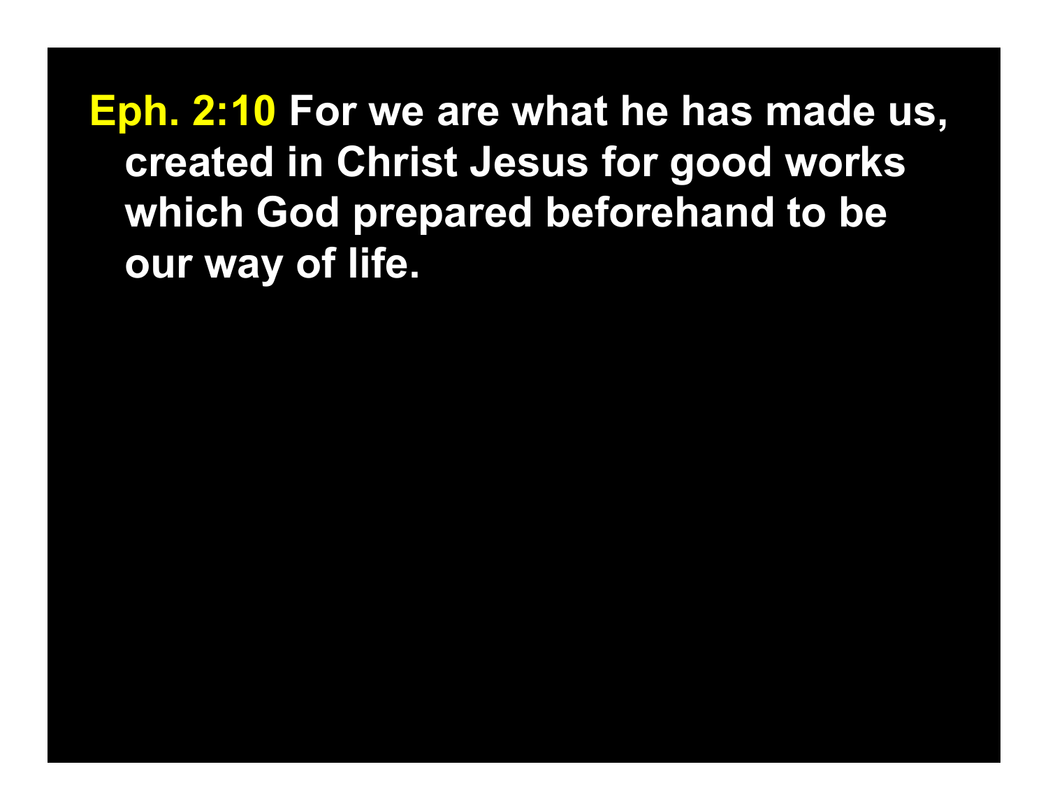**Eph. 2:10** For we are what he has made us, created in Christ Jesus for good works which God prepared beforehand to be our way of life.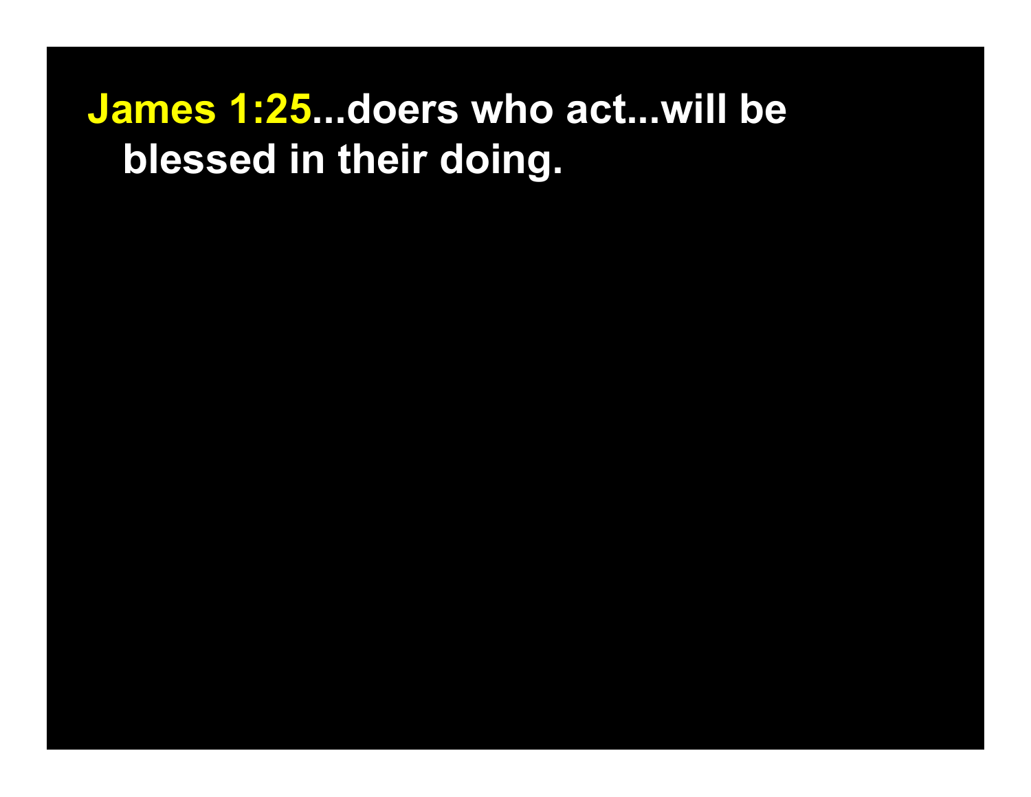**James 1:25...doers who act...will be blessed in their doing.**